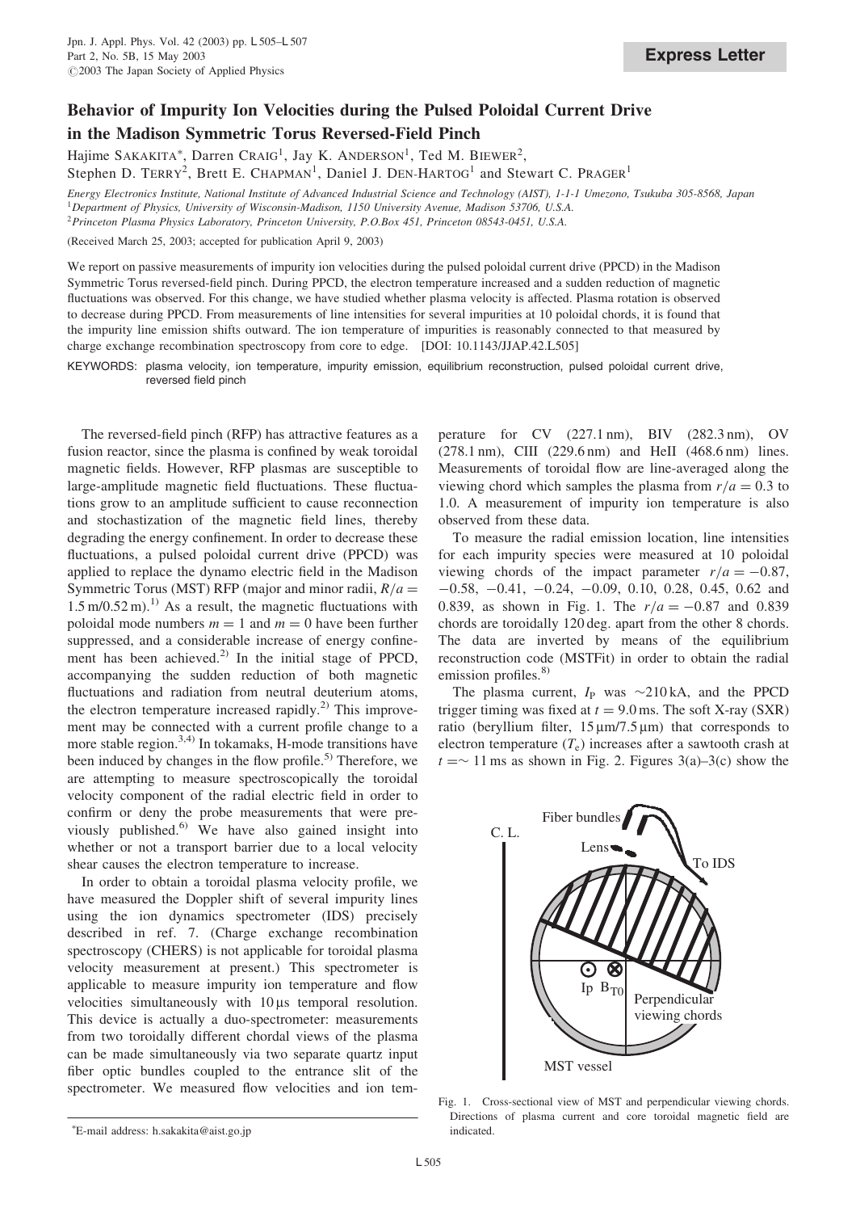**Express Letter**

# Behavior of Impurity Ion Velocities during the Pulsed Poloidal Current Drive in the Madison Symmetric Torus Reversed-Field Pinch

Hajime SAKAKITA*, Darren CRAIG[1], Jay K. ANDERSON[1], Ted M. BIEWER[2], Stephen D. TERRY[2], Brett E. CHAPMAN[1], Daniel J. DEN-HARTOG[1] and Stewart C. PRAGER[1]

*Energy Electronics Institute, National Institute of Advanced Industrial Science and Technology (AIST), 1-1-1 Umezono, Tsukuba 305-8568, Japan*
[1]*Department of Physics, University of Wisconsin-Madison, 1150 University Avenue, Madison 53706, U.S.A.*
[2]*Princeton Plasma Physics Laboratory, Princeton University, P.O.Box 451, Princeton 08543-0451, U.S.A.*

(Received March 25, 2003; accepted for publication April 9, 2003)

We report on passive measurements of impurity ion velocities during the pulsed poloidal current drive (PPCD) in the Madison Symmetric Torus reversed-field pinch. During PPCD, the electron temperature increased and a sudden reduction of magnetic fluctuations was observed. For this change, we have studied whether plasma velocity is affected. Plasma rotation is observed to decrease during PPCD. From measurements of line intensities for several impurities at 10 poloidal chords, it is found that the impurity line emission shifts outward. The ion temperature of impurities is reasonably connected to that measured by charge exchange recombination spectroscopy from core to edge. [DOI: 10.1143/JJAP.42.L505]

KEYWORDS: plasma velocity, ion temperature, impurity emission, equilibrium reconstruction, pulsed poloidal current drive, reversed field pinch

The reversed-field pinch (RFP) has attractive features as a fusion reactor, since the plasma is confined by weak toroidal magnetic fields. However, RFP plasmas are susceptible to large-amplitude magnetic field fluctuations. These fluctuations grow to an amplitude sufficient to cause reconnection and stochastization of the magnetic field lines, thereby degrading the energy confinement. In order to decrease these fluctuations, a pulsed poloidal current drive (PPCD) was applied to replace the dynamo electric field in the Madison Symmetric Torus (MST) RFP (major and minor radii, $R/a = 1.5\,\mathrm{m}/0.52\,\mathrm{m}$).[1] As a result, the magnetic fluctuations with poloidal mode numbers $m = 1$ and $m = 0$ have been further suppressed, and a considerable increase of energy confinement has been achieved.[2] In the initial stage of PPCD, accompanying the sudden reduction of both magnetic fluctuations and radiation from neutral deuterium atoms, the electron temperature increased rapidly.[2] This improvement may be connected with a current profile change to a more stable region.[3,4] In tokamaks, H-mode transitions have been induced by changes in the flow profile.[5] Therefore, we are attempting to measure spectroscopically the toroidal velocity component of the radial electric field in order to confirm or deny the probe measurements that were previously published.[6] We have also gained insight into whether or not a transport barrier due to a local velocity shear causes the electron temperature to increase.

In order to obtain a toroidal plasma velocity profile, we have measured the Doppler shift of several impurity lines using the ion dynamics spectrometer (IDS) precisely described in ref. 7. (Charge exchange recombination spectroscopy (CHERS) is not applicable for toroidal plasma velocity measurement at present.) This spectrometer is applicable to measure impurity ion temperature and flow velocities simultaneously with $10\,\mu\mathrm{s}$ temporal resolution. This device is actually a duo-spectrometer: measurements from two toroidally different chordal views of the plasma can be made simultaneously via two separate quartz input fiber optic bundles coupled to the entrance slit of the spectrometer. We measured flow velocities and ion temperature for CV (227.1 nm), BIV (282.3 nm), OV (278.1 nm), CIII (229.6 nm) and HeII (468.6 nm) lines. Measurements of toroidal flow are line-averaged along the viewing chord which samples the plasma from $r/a = 0.3$ to 1.0. A measurement of impurity ion temperature is also observed from these data.

To measure the radial emission location, line intensities for each impurity species were measured at 10 poloidal viewing chords of the impact parameter $r/a = -0.87$, $-0.58$, $-0.41$, $-0.24$, $-0.09$, 0.10, 0.28, 0.45, 0.62 and 0.839, as shown in Fig. 1. The $r/a = -0.87$ and 0.839 chords are toroidally 120 deg. apart from the other 8 chords. The data are inverted by means of the equilibrium reconstruction code (MSTFit) in order to obtain the radial emission profiles.[8]

The plasma current, $I_P$ was $\sim$210 kA, and the PPCD trigger timing was fixed at $t = 9.0\,\mathrm{ms}$. The soft X-ray (SXR) ratio (beryllium filter, $15\,\mu\mathrm{m}/7.5\,\mu\mathrm{m}$) that corresponds to electron temperature ($T_e$) increases after a sawtooth crash at $t = \sim 11\,\mathrm{ms}$ as shown in Fig. 2. Figures 3(a)–3(c) show the

Fig. 1. Cross-sectional view of MST and perpendicular viewing chords. Directions of plasma current and core toroidal magnetic field are indicated.

*E-mail address: h.sakakita@aist.go.jp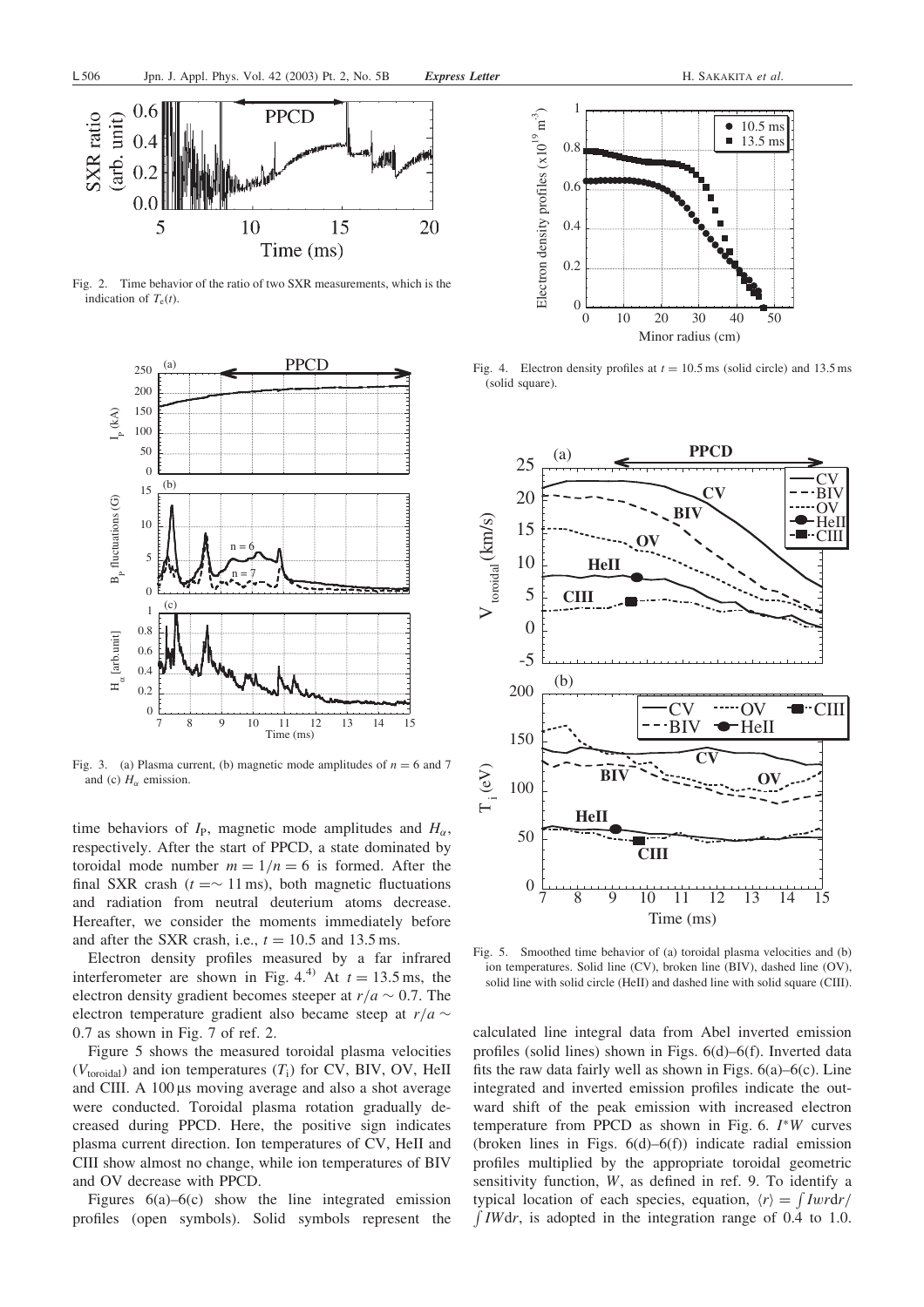Fig. 2. Time behavior of the ratio of two SXR measurements, which is the indication of $T_e(t)$.

Fig. 3. (a) Plasma current, (b) magnetic mode amplitudes of $n = 6$ and 7 and (c) $H_\alpha$ emission.

time behaviors of $I_P$, magnetic mode amplitudes and $H_\alpha$, respectively. After the start of PPCD, a state dominated by toroidal mode number $m = 1/n = 6$ is formed. After the final SXR crash ($t = \sim 11$ ms), both magnetic fluctuations and radiation from neutral deuterium atoms decrease. Hereafter, we consider the moments immediately before and after the SXR crash, i.e., $t = 10.5$ and 13.5 ms.

Electron density profiles measured by a far infrared interferometer are shown in Fig. 4.[4] At $t = 13.5$ ms, the electron density gradient becomes steeper at $r/a \sim 0.7$. The electron temperature gradient also became steep at $r/a \sim 0.7$ as shown in Fig. 7 of ref. 2.

Figure 5 shows the measured toroidal plasma velocities ($V_{\rm toroidal}$) and ion temperatures ($T_i$) for CV, BIV, OV, HeII and CIII. A 100 μs moving average and also a shot average were conducted. Toroidal plasma rotation gradually decreased during PPCD. Here, the positive sign indicates plasma current direction. Ion temperatures of CV, HeII and CIII show almost no change, while ion temperatures of BIV and OV decrease with PPCD.

Figures 6(a)–6(c) show the line integrated emission profiles (open symbols). Solid symbols represent the

Fig. 4. Electron density profiles at $t = 10.5$ ms (solid circle) and 13.5 ms (solid square).

Fig. 5. Smoothed time behavior of (a) toroidal plasma velocities and (b) ion temperatures. Solid line (CV), broken line (BIV), dashed line (OV), solid line with solid circle (HeII) and dashed line with solid square (CIII).

calculated line integral data from Abel inverted emission profiles (solid lines) shown in Figs. 6(d)–6(f). Inverted data fits the raw data fairly well as shown in Figs. 6(a)–6(c). Line integrated and inverted emission profiles indicate the outward shift of the peak emission with increased electron temperature from PPCD as shown in Fig. 6. $I^*W$ curves (broken lines in Figs. 6(d)–6(f)) indicate radial emission profiles multiplied by the appropriate toroidal geometric sensitivity function, $W$, as defined in ref. 9. To identify a typical location of each species, equation, $\langle r \rangle = \int IWr\,dr / \int IW\,dr$, is adopted in the integration range of 0.4 to 1.0.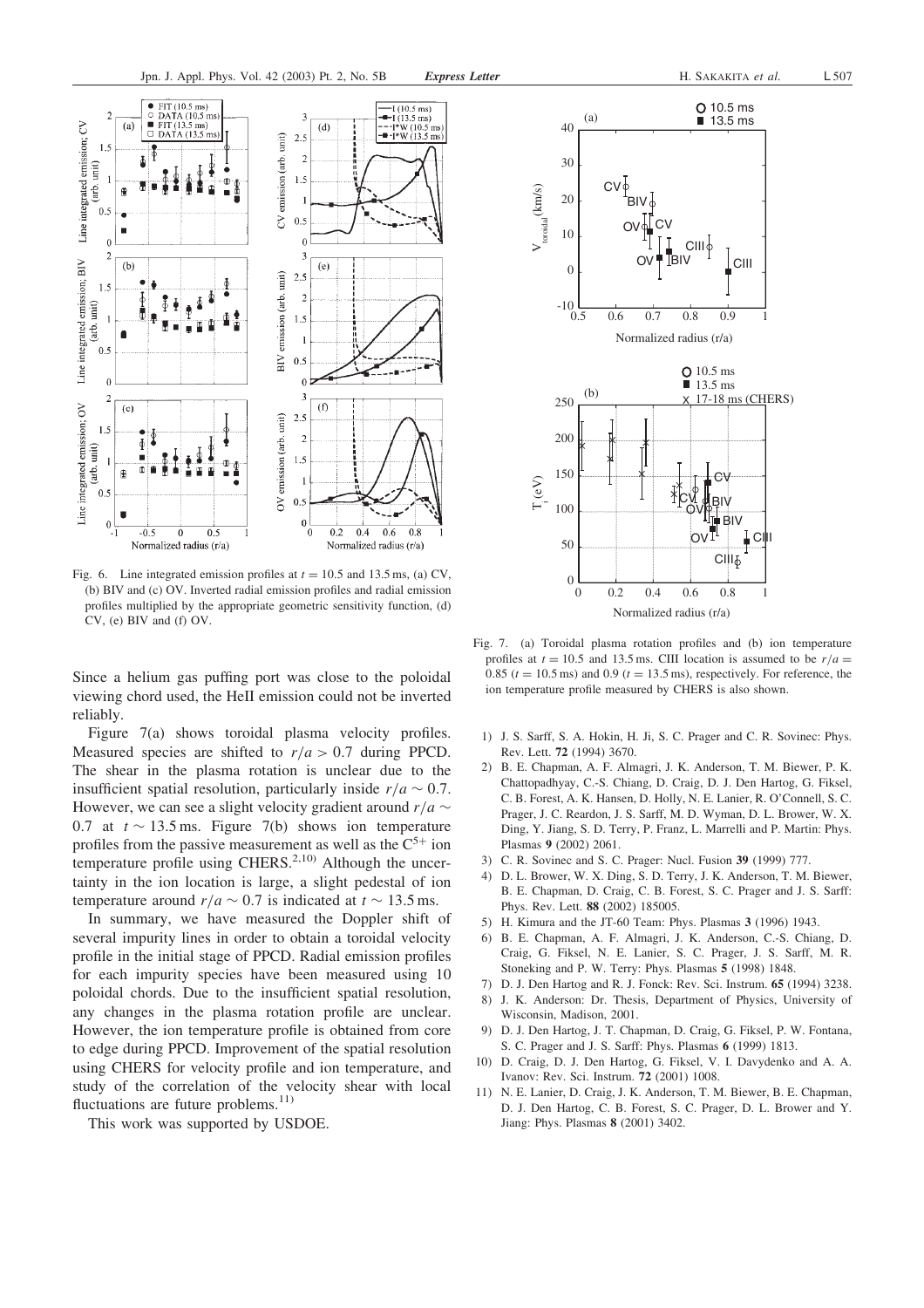Fig. 6. Line integrated emission profiles at $t = 10.5$ and 13.5 ms, (a) CV, (b) BIV and (c) OV. Inverted radial emission profiles and radial emission profiles multiplied by the appropriate geometric sensitivity function, (d) CV, (e) BIV and (f) OV.

Since a helium gas puffing port was close to the poloidal viewing chord used, the HeII emission could not be inverted reliably.

Figure 7(a) shows toroidal plasma velocity profiles. Measured species are shifted to $r/a > 0.7$ during PPCD. The shear in the plasma rotation is unclear due to the insufficient spatial resolution, particularly inside $r/a \sim 0.7$. However, we can see a slight velocity gradient around $r/a \sim 0.7$ at $t \sim 13.5$ ms. Figure 7(b) shows ion temperature profiles from the passive measurement as well as the $C^{5+}$ ion temperature profile using CHERS.[2,10] Although the uncertainty in the ion location is large, a slight pedestal of ion temperature around $r/a \sim 0.7$ is indicated at $t \sim 13.5$ ms.

In summary, we have measured the Doppler shift of several impurity lines in order to obtain a toroidal velocity profile in the initial stage of PPCD. Radial emission profiles for each impurity species have been measured using 10 poloidal chords. Due to the insufficient spatial resolution, any changes in the plasma rotation profile are unclear. However, the ion temperature profile is obtained from core to edge during PPCD. Improvement of the spatial resolution using CHERS for velocity profile and ion temperature, and study of the correlation of the velocity shear with local fluctuations are future problems.[11]

This work was supported by USDOE.

Fig. 7. (a) Toroidal plasma rotation profiles and (b) ion temperature profiles at $t = 10.5$ and 13.5 ms. CIII location is assumed to be $r/a = 0.85$ ($t = 10.5$ ms) and 0.9 ($t = 13.5$ ms), respectively. For reference, the ion temperature profile measured by CHERS is also shown.

1) J. S. Sarff, S. A. Hokin, H. Ji, S. C. Prager and C. R. Sovinec: Phys. Rev. Lett. **72** (1994) 3670.
2) B. E. Chapman, A. F. Almagri, J. K. Anderson, T. M. Biewer, P. K. Chattopadhyay, C.-S. Chiang, D. Craig, D. J. Den Hartog, G. Fiksel, C. B. Forest, A. K. Hansen, D. Holly, N. E. Lanier, R. O'Connell, S. C. Prager, J. C. Reardon, J. S. Sarff, M. D. Wyman, D. L. Brower, W. X. Ding, Y. Jiang, S. D. Terry, P. Franz, L. Marrelli and P. Martin: Phys. Plasmas **9** (2002) 2061.
3) C. R. Sovinec and S. C. Prager: Nucl. Fusion **39** (1999) 777.
4) D. L. Brower, W. X. Ding, S. D. Terry, J. K. Anderson, T. M. Biewer, B. E. Chapman, D. Craig, C. B. Forest, S. C. Prager and J. S. Sarff: Phys. Rev. Lett. **88** (2002) 185005.
5) H. Kimura and the JT-60 Team: Phys. Plasmas **3** (1996) 1943.
6) B. E. Chapman, A. F. Almagri, J. K. Anderson, C.-S. Chiang, D. Craig, G. Fiksel, N. E. Lanier, S. C. Prager, J. S. Sarff, M. R. Stoneking and P. W. Terry: Phys. Plasmas **5** (1998) 1848.
7) D. J. Den Hartog and R. J. Fonck: Rev. Sci. Instrum. **65** (1994) 3238.
8) J. K. Anderson: Dr. Thesis, Department of Physics, University of Wisconsin, Madison, 2001.
9) D. J. Den Hartog, J. T. Chapman, D. Craig, G. Fiksel, P. W. Fontana, S. C. Prager and J. S. Sarff: Phys. Plasmas **6** (1999) 1813.
10) D. Craig, D. J. Den Hartog, G. Fiksel, V. I. Davydenko and A. A. Ivanov: Rev. Sci. Instrum. **72** (2001) 1008.
11) N. E. Lanier, D. Craig, J. K. Anderson, T. M. Biewer, B. E. Chapman, D. J. Den Hartog, C. B. Forest, S. C. Prager, D. L. Brower and Y. Jiang: Phys. Plasmas **8** (2001) 3402.